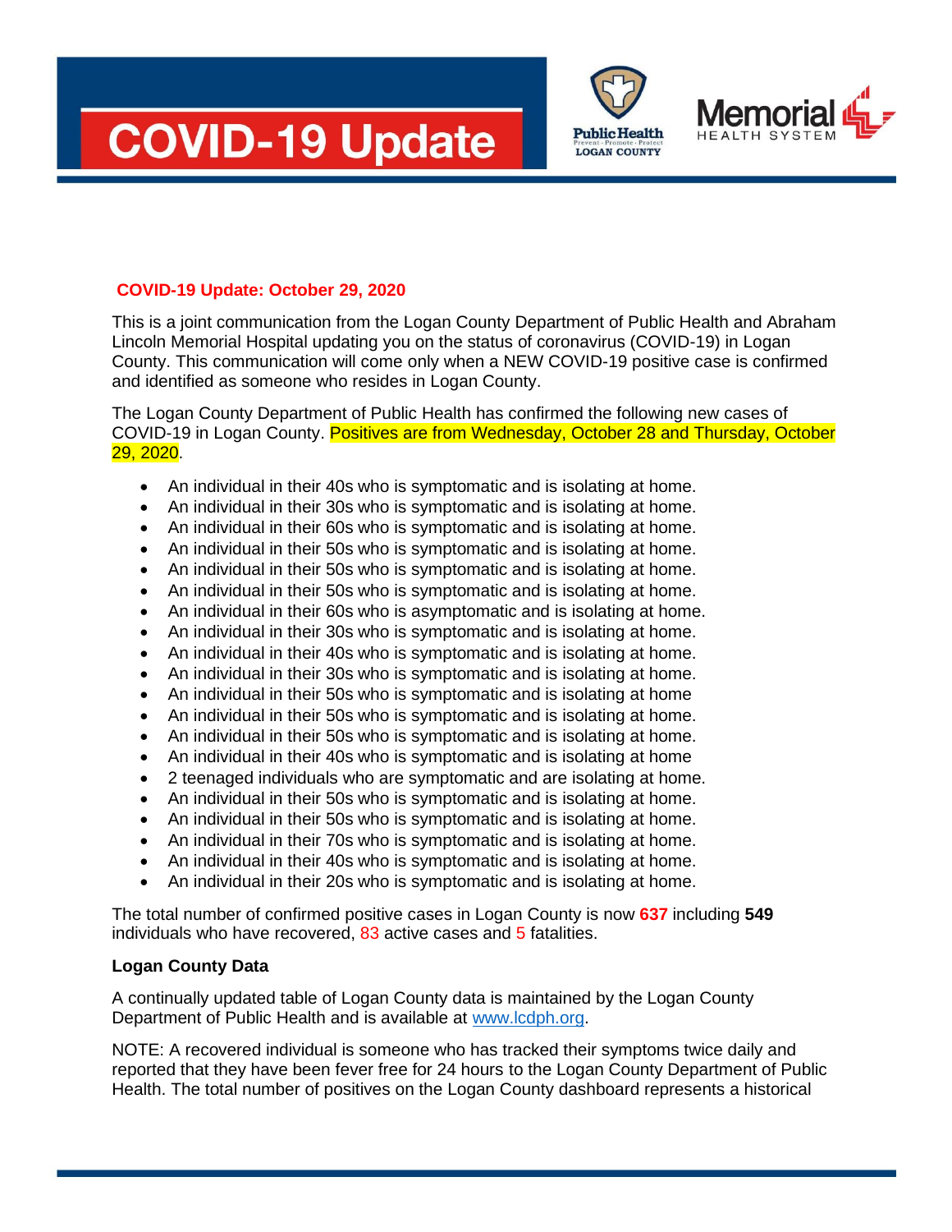# COVID-19 Update

Public Health LOGAN COUNTY Prevent · Promote · Protect

Memorial HEALTH SYSTEM

## COVID-19 Update: October 29, 2020

This is a joint communication from the Logan County Department of Public Health and Abraham Lincoln Memorial Hospital updating you on the status of coronavirus (COVID-19) in Logan County. This communication will come only when a NEW COVID-19 positive case is confirmed and identified as someone who resides in Logan County.

The Logan County Department of Public Health has confirmed the following new cases of COVID-19 in Logan County. Positives are from Wednesday, October 28 and Thursday, October 29, 2020.

- An individual in their 40s who is symptomatic and is isolating at home.
- An individual in their 30s who is symptomatic and is isolating at home.
- An individual in their 60s who is symptomatic and is isolating at home.
- An individual in their 50s who is symptomatic and is isolating at home.
- An individual in their 50s who is symptomatic and is isolating at home.
- An individual in their 50s who is symptomatic and is isolating at home.
- An individual in their 60s who is asymptomatic and is isolating at home.
- An individual in their 30s who is symptomatic and is isolating at home.
- An individual in their 40s who is symptomatic and is isolating at home.
- An individual in their 30s who is symptomatic and is isolating at home.
- An individual in their 50s who is symptomatic and is isolating at home
- An individual in their 50s who is symptomatic and is isolating at home.
- An individual in their 50s who is symptomatic and is isolating at home.
- An individual in their 40s who is symptomatic and is isolating at home
- 2 teenaged individuals who are symptomatic and are isolating at home.
- An individual in their 50s who is symptomatic and is isolating at home.
- An individual in their 50s who is symptomatic and is isolating at home.
- An individual in their 70s who is symptomatic and is isolating at home.
- An individual in their 40s who is symptomatic and is isolating at home.
- An individual in their 20s who is symptomatic and is isolating at home.

The total number of confirmed positive cases in Logan County is now **637** including **549** individuals who have recovered, 83 active cases and 5 fatalities.

### Logan County Data

A continually updated table of Logan County data is maintained by the Logan County Department of Public Health and is available at www.lcdph.org.

NOTE: A recovered individual is someone who has tracked their symptoms twice daily and reported that they have been fever free for 24 hours to the Logan County Department of Public Health. The total number of positives on the Logan County dashboard represents a historical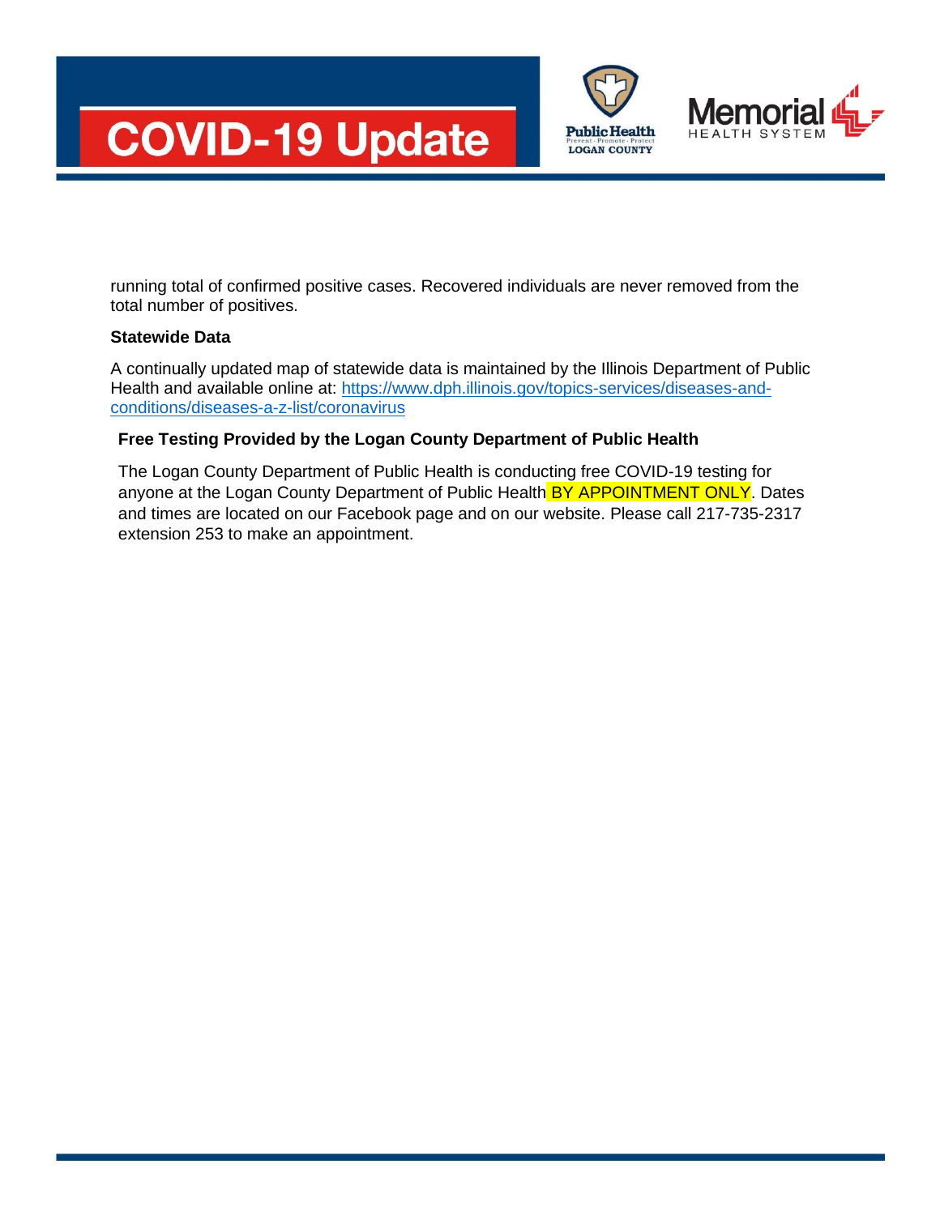running total of confirmed positive cases. Recovered individuals are never removed from the total number of positives.

**Statewide Data**

A continually updated map of statewide data is maintained by the Illinois Department of Public Health and available online at: [https://www.dph.illinois.gov/topics-services/diseases-and-conditions/diseases-a-z-list/coronavirus](https://www.dph.illinois.gov/topics-services/diseases-and-conditions/diseases-a-z-list/coronavirus)

**Free Testing Provided by the Logan County Department of Public Health**

The Logan County Department of Public Health is conducting free COVID-19 testing for anyone at the Logan County Department of Public Health BY APPOINTMENT ONLY. Dates and times are located on our Facebook page and on our website. Please call 217-735-2317 extension 253 to make an appointment.